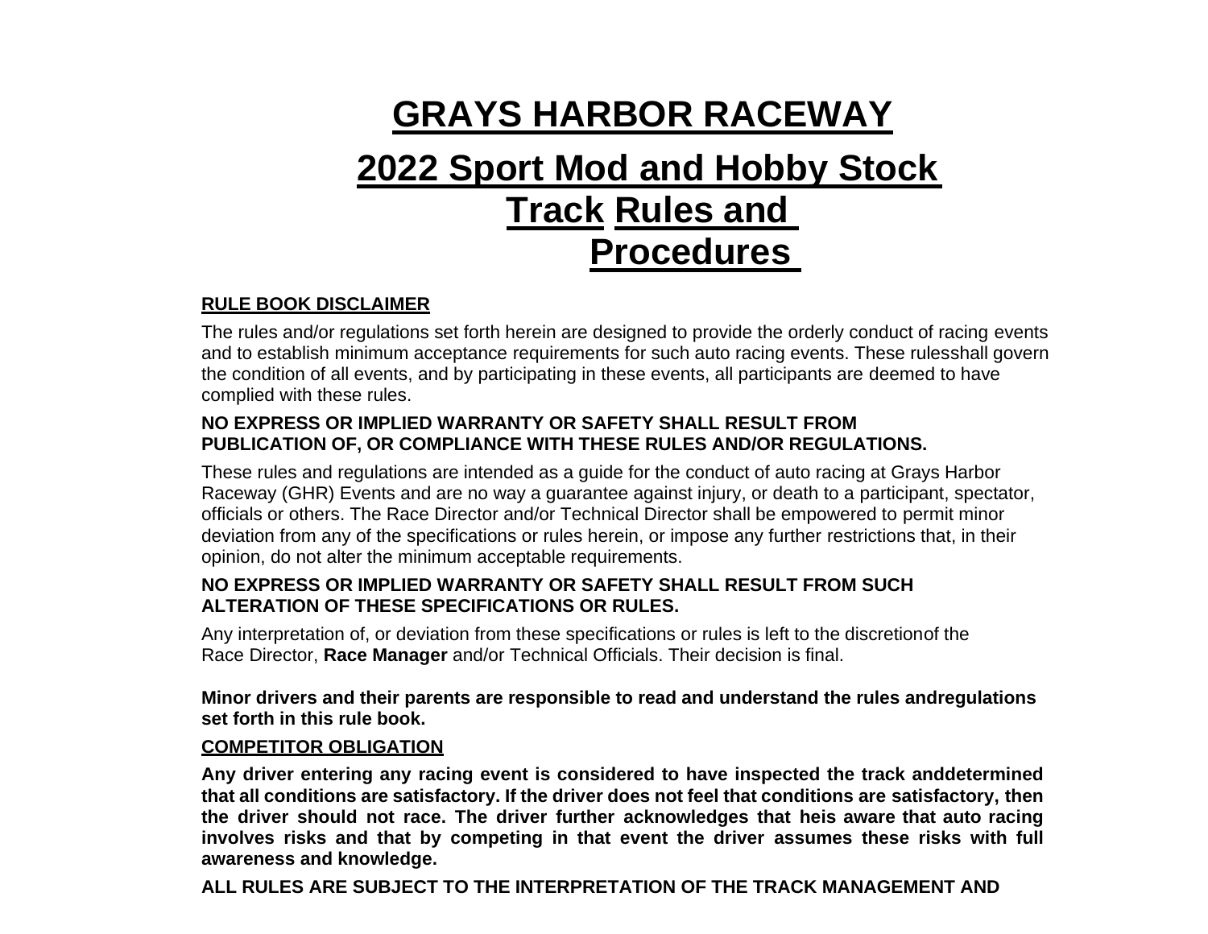# GRAYS HARBOR RACEWAY

# 2022 Sport Mod and Hobby Stock Track Rules and Procedures

**RULE BOOK DISCLAIMER**

The rules and/or regulations set forth herein are designed to provide the orderly conduct of racing events and to establish minimum acceptance requirements for such auto racing events. These rulesshall govern the condition of all events, and by participating in these events, all participants are deemed to have complied with these rules.

**NO EXPRESS OR IMPLIED WARRANTY OR SAFETY SHALL RESULT FROM PUBLICATION OF, OR COMPLIANCE WITH THESE RULES AND/OR REGULATIONS.**

These rules and regulations are intended as a guide for the conduct of auto racing at Grays Harbor Raceway (GHR) Events and are no way a guarantee against injury, or death to a participant, spectator, officials or others. The Race Director and/or Technical Director shall be empowered to permit minor deviation from any of the specifications or rules herein, or impose any further restrictions that, in their opinion, do not alter the minimum acceptable requirements.

**NO EXPRESS OR IMPLIED WARRANTY OR SAFETY SHALL RESULT FROM SUCH ALTERATION OF THESE SPECIFICATIONS OR RULES.**

Any interpretation of, or deviation from these specifications or rules is left to the discretionof the Race Director, **Race Manager** and/or Technical Officials. Their decision is final.

**Minor drivers and their parents are responsible to read and understand the rules andregulations set forth in this rule book.**

**COMPETITOR OBLIGATION**

**Any driver entering any racing event is considered to have inspected the track anddetermined that all conditions are satisfactory. If the driver does not feel that conditions are satisfactory, then the driver should not race. The driver further acknowledges that heis aware that auto racing involves risks and that by competing in that event the driver assumes these risks with full awareness and knowledge.**

**ALL RULES ARE SUBJECT TO THE INTERPRETATION OF THE TRACK MANAGEMENT AND**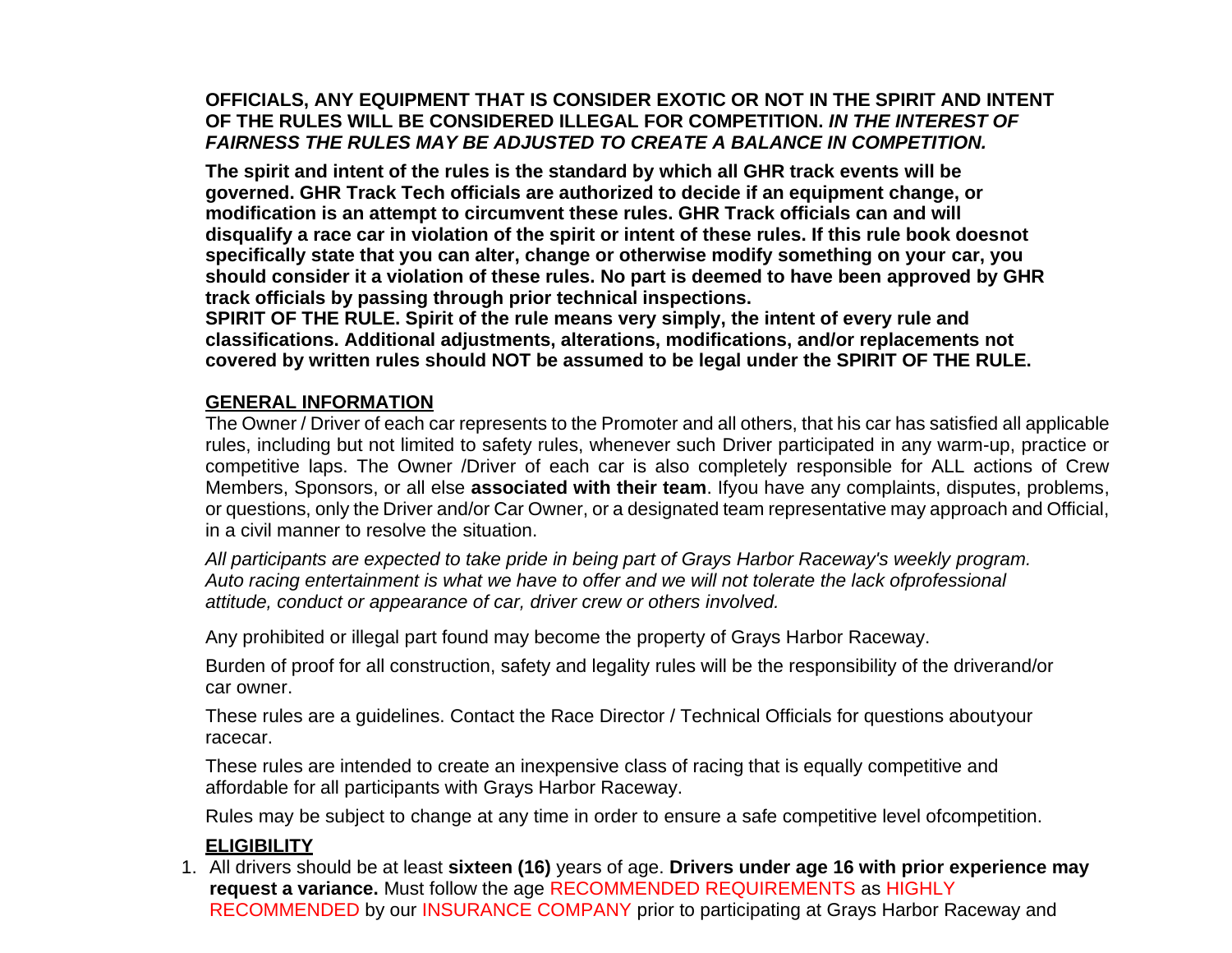**OFFICIALS, ANY EQUIPMENT THAT IS CONSIDER EXOTIC OR NOT IN THE SPIRIT AND INTENT OF THE RULES WILL BE CONSIDERED ILLEGAL FOR COMPETITION. *IN THE INTEREST OF FAIRNESS THE RULES MAY BE ADJUSTED TO CREATE A BALANCE IN COMPETITION.***

**The spirit and intent of the rules is the standard by which all GHR track events will be governed. GHR Track Tech officials are authorized to decide if an equipment change, or modification is an attempt to circumvent these rules. GHR Track officials can and will disqualify a race car in violation of the spirit or intent of these rules. If this rule book doesnot specifically state that you can alter, change or otherwise modify something on your car, you should consider it a violation of these rules. No part is deemed to have been approved by GHR track officials by passing through prior technical inspections.**
**SPIRIT OF THE RULE. Spirit of the rule means very simply, the intent of every rule and classifications. Additional adjustments, alterations, modifications, and/or replacements not covered by written rules should NOT be assumed to be legal under the SPIRIT OF THE RULE.**

## GENERAL INFORMATION

The Owner / Driver of each car represents to the Promoter and all others, that his car has satisfied all applicable rules, including but not limited to safety rules, whenever such Driver participated in any warm-up, practice or competitive laps. The Owner /Driver of each car is also completely responsible for ALL actions of Crew Members, Sponsors, or all else **associated with their team**. Ifyou have any complaints, disputes, problems, or questions, only the Driver and/or Car Owner, or a designated team representative may approach and Official, in a civil manner to resolve the situation.

*All participants are expected to take pride in being part of Grays Harbor Raceway's weekly program. Auto racing entertainment is what we have to offer and we will not tolerate the lack ofprofessional attitude, conduct or appearance of car, driver crew or others involved.*

Any prohibited or illegal part found may become the property of Grays Harbor Raceway.

Burden of proof for all construction, safety and legality rules will be the responsibility of the driverand/or car owner.

These rules are a guidelines. Contact the Race Director / Technical Officials for questions aboutyour racecar.

These rules are intended to create an inexpensive class of racing that is equally competitive and affordable for all participants with Grays Harbor Raceway.

Rules may be subject to change at any time in order to ensure a safe competitive level ofcompetition.

## ELIGIBILITY

1. All drivers should be at least **sixteen (16)** years of age. **Drivers under age 16 with prior experience may request a variance.** Must follow the age RECOMMENDED REQUIREMENTS as HIGHLY RECOMMENDED by our INSURANCE COMPANY prior to participating at Grays Harbor Raceway and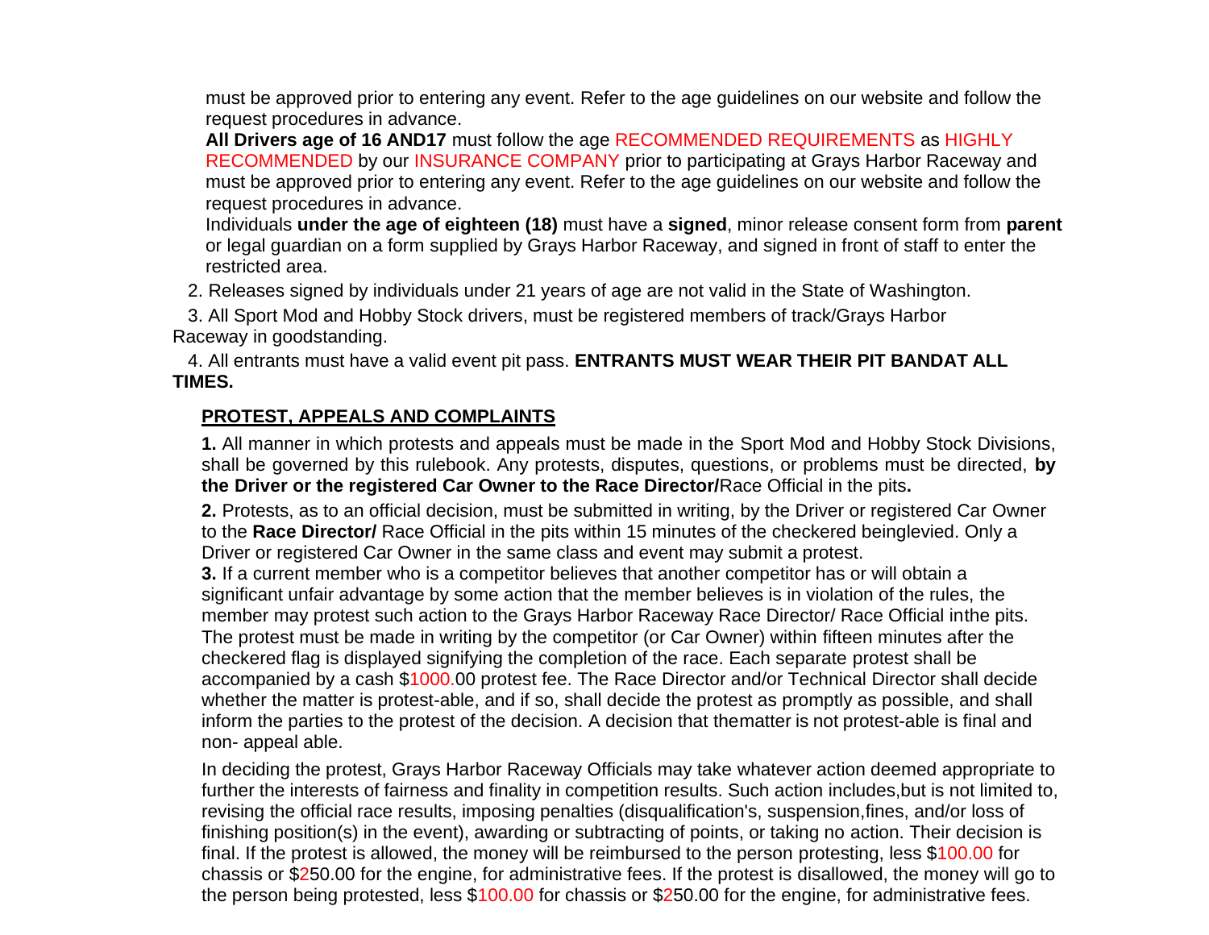must be approved prior to entering any event. Refer to the age guidelines on our website and follow the request procedures in advance.

**All Drivers age of 16 AND17** must follow the age RECOMMENDED REQUIREMENTS as HIGHLY RECOMMENDED by our INSURANCE COMPANY prior to participating at Grays Harbor Raceway and must be approved prior to entering any event. Refer to the age guidelines on our website and follow the request procedures in advance.

Individuals **under the age of eighteen (18)** must have a **signed**, minor release consent form from **parent** or legal guardian on a form supplied by Grays Harbor Raceway, and signed in front of staff to enter the restricted area.

2. Releases signed by individuals under 21 years of age are not valid in the State of Washington.

3. All Sport Mod and Hobby Stock drivers, must be registered members of track/Grays Harbor Raceway in goodstanding.

4. All entrants must have a valid event pit pass. **ENTRANTS MUST WEAR THEIR PIT BANDAT ALL TIMES.**

## PROTEST, APPEALS AND COMPLAINTS

**1.** All manner in which protests and appeals must be made in the Sport Mod and Hobby Stock Divisions, shall be governed by this rulebook. Any protests, disputes, questions, or problems must be directed, **by the Driver or the registered Car Owner to the Race Director/**Race Official in the pits**.**

**2.** Protests, as to an official decision, must be submitted in writing, by the Driver or registered Car Owner to the **Race Director/** Race Official in the pits within 15 minutes of the checkered beinglevied. Only a Driver or registered Car Owner in the same class and event may submit a protest.

**3.** If a current member who is a competitor believes that another competitor has or will obtain a significant unfair advantage by some action that the member believes is in violation of the rules, the member may protest such action to the Grays Harbor Raceway Race Director/ Race Official inthe pits. The protest must be made in writing by the competitor (or Car Owner) within fifteen minutes after the checkered flag is displayed signifying the completion of the race. Each separate protest shall be accompanied by a cash $1000.00 protest fee. The Race Director and/or Technical Director shall decide whether the matter is protest-able, and if so, shall decide the protest as promptly as possible, and shall inform the parties to the protest of the decision. A decision that thematter is not protest-able is final and non- appeal able.

In deciding the protest, Grays Harbor Raceway Officials may take whatever action deemed appropriate to further the interests of fairness and finality in competition results. Such action includes,but is not limited to, revising the official race results, imposing penalties (disqualification's, suspension,fines, and/or loss of finishing position(s) in the event), awarding or subtracting of points, or taking no action. Their decision is final. If the protest is allowed, the money will be reimbursed to the person protesting, less $100.00 for chassis or $250.00 for the engine, for administrative fees. If the protest is disallowed, the money will go to the person being protested, less $100.00 for chassis or $250.00 for the engine, for administrative fees.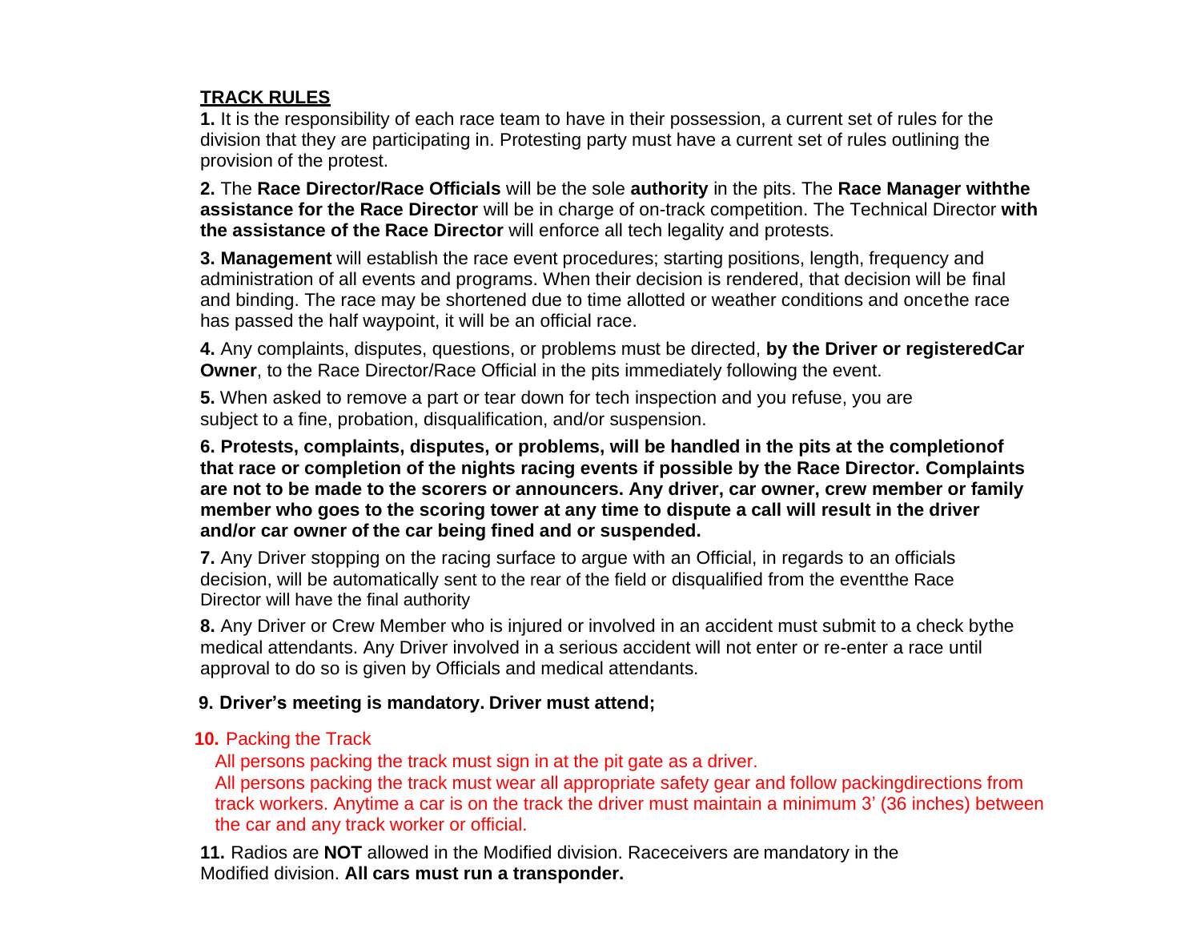**TRACK RULES**

**1.** It is the responsibility of each race team to have in their possession, a current set of rules for the division that they are participating in. Protesting party must have a current set of rules outlining the provision of the protest.

**2.** The **Race Director/Race Officials** will be the sole **authority** in the pits. The **Race Manager withthe assistance for the Race Director** will be in charge of on-track competition. The Technical Director **with the assistance of the Race Director** will enforce all tech legality and protests.

**3. Management** will establish the race event procedures; starting positions, length, frequency and administration of all events and programs. When their decision is rendered, that decision will be final and binding. The race may be shortened due to time allotted or weather conditions and oncethe race has passed the half waypoint, it will be an official race.

**4.** Any complaints, disputes, questions, or problems must be directed, **by the Driver or registeredCar Owner**, to the Race Director/Race Official in the pits immediately following the event.

**5.** When asked to remove a part or tear down for tech inspection and you refuse, you are subject to a fine, probation, disqualification, and/or suspension.

**6. Protests, complaints, disputes, or problems, will be handled in the pits at the completionof that race or completion of the nights racing events if possible by the Race Director. Complaints are not to be made to the scorers or announcers. Any driver, car owner, crew member or family member who goes to the scoring tower at any time to dispute a call will result in the driver and/or car owner of the car being fined and or suspended.**

**7.** Any Driver stopping on the racing surface to argue with an Official, in regards to an officials decision, will be automatically sent to the rear of the field or disqualified from the eventthe Race Director will have the final authority

**8.** Any Driver or Crew Member who is injured or involved in an accident must submit to a check bythe medical attendants. Any Driver involved in a serious accident will not enter or re-enter a race until approval to do so is given by Officials and medical attendants.

**9. Driver's meeting is mandatory. Driver must attend;**

**10.** Packing the Track

All persons packing the track must sign in at the pit gate as a driver.

All persons packing the track must wear all appropriate safety gear and follow packingdirections from track workers. Anytime a car is on the track the driver must maintain a minimum 3' (36 inches) between the car and any track worker or official.

**11.** Radios are **NOT** allowed in the Modified division. Raceceivers are mandatory in the Modified division. **All cars must run a transponder.**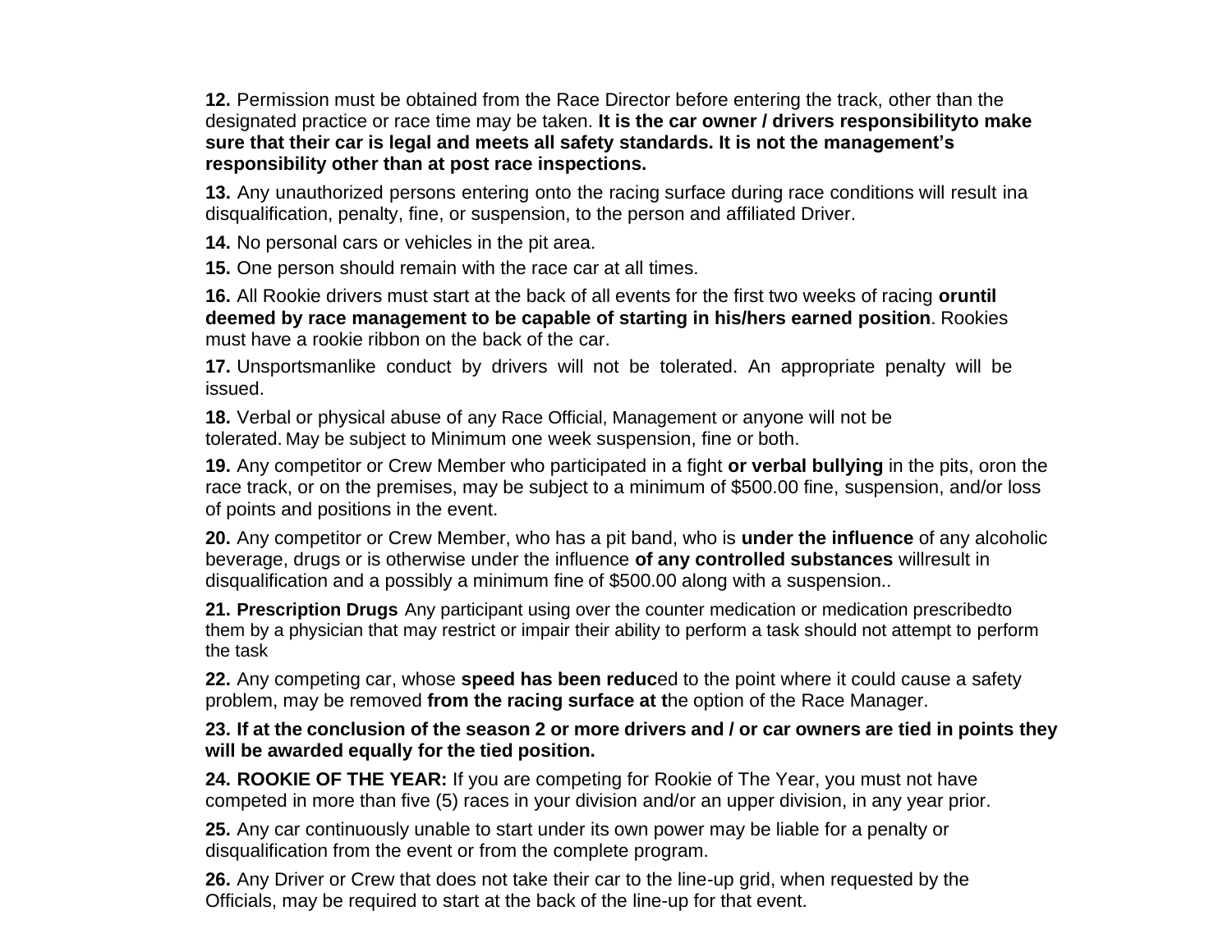**12.** Permission must be obtained from the Race Director before entering the track, other than the designated practice or race time may be taken. **It is the car owner / drivers responsibilityto make sure that their car is legal and meets all safety standards. It is not the management's responsibility other than at post race inspections.**

**13.** Any unauthorized persons entering onto the racing surface during race conditions will result ina disqualification, penalty, fine, or suspension, to the person and affiliated Driver.

**14.** No personal cars or vehicles in the pit area.

**15.** One person should remain with the race car at all times.

**16.** All Rookie drivers must start at the back of all events for the first two weeks of racing **oruntil deemed by race management to be capable of starting in his/hers earned position**. Rookies must have a rookie ribbon on the back of the car.

**17.** Unsportsmanlike conduct by drivers will not be tolerated. An appropriate penalty will be issued.

**18.** Verbal or physical abuse of any Race Official, Management or anyone will not be tolerated. May be subject to Minimum one week suspension, fine or both.

**19.** Any competitor or Crew Member who participated in a fight **or verbal bullying** in the pits, oron the race track, or on the premises, may be subject to a minimum of $500.00 fine, suspension, and/or loss of points and positions in the event.

**20.** Any competitor or Crew Member, who has a pit band, who is **under the influence** of any alcoholic beverage, drugs or is otherwise under the influence **of any controlled substances** willresult in disqualification and a possibly a minimum fine of $500.00 along with a suspension..

**21. Prescription Drugs** Any participant using over the counter medication or medication prescribedto them by a physician that may restrict or impair their ability to perform a task should not attempt to perform the task

**22.** Any competing car, whose **speed has been reduc**ed to the point where it could cause a safety problem, may be removed **from the racing surface at t**he option of the Race Manager.

**23. If at the conclusion of the season 2 or more drivers and / or car owners are tied in points they will be awarded equally for the tied position.**

**24. ROOKIE OF THE YEAR:** If you are competing for Rookie of The Year, you must not have competed in more than five (5) races in your division and/or an upper division, in any year prior.

**25.** Any car continuously unable to start under its own power may be liable for a penalty or disqualification from the event or from the complete program.

**26.** Any Driver or Crew that does not take their car to the line-up grid, when requested by the Officials, may be required to start at the back of the line-up for that event.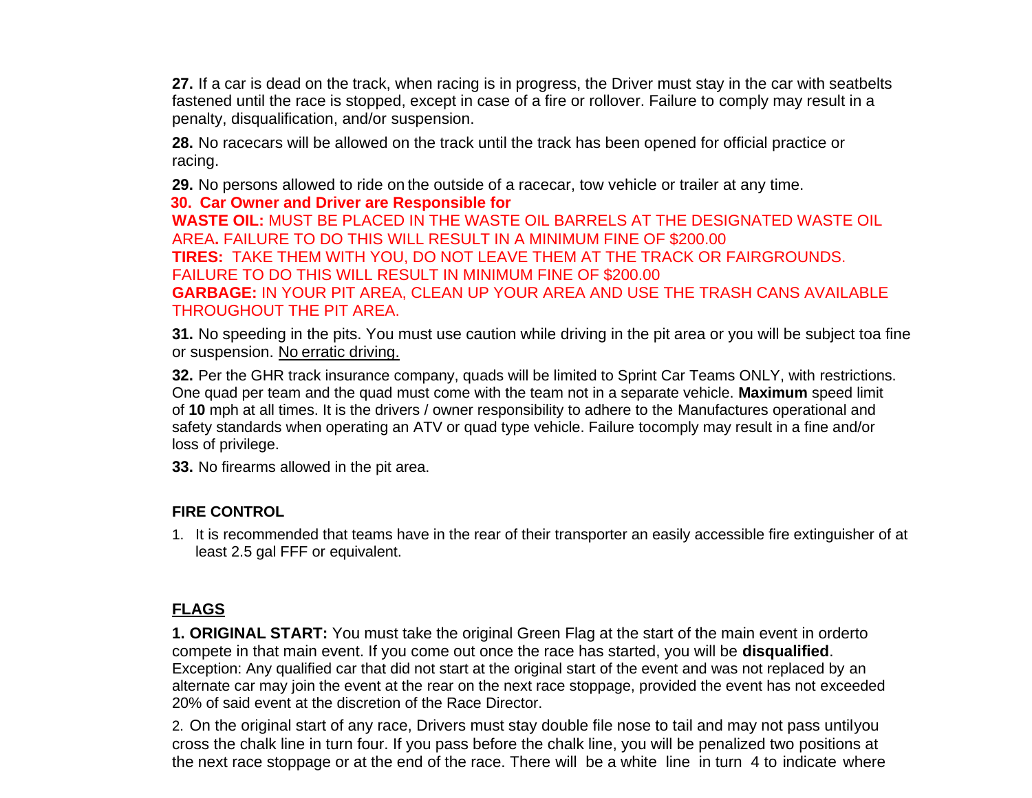**27.** If a car is dead on the track, when racing is in progress, the Driver must stay in the car with seatbelts fastened until the race is stopped, except in case of a fire or rollover. Failure to comply may result in a penalty, disqualification, and/or suspension.

**28.** No racecars will be allowed on the track until the track has been opened for official practice or racing.

**29.** No persons allowed to ride on the outside of a racecar, tow vehicle or trailer at any time.

**30. Car Owner and Driver are Responsible for**

**WASTE OIL:** MUST BE PLACED IN THE WASTE OIL BARRELS AT THE DESIGNATED WASTE OIL AREA**.** FAILURE TO DO THIS WILL RESULT IN A MINIMUM FINE OF $200.00

**TIRES:** TAKE THEM WITH YOU, DO NOT LEAVE THEM AT THE TRACK OR FAIRGROUNDS. FAILURE TO DO THIS WILL RESULT IN MINIMUM FINE OF $200.00

**GARBAGE:** IN YOUR PIT AREA, CLEAN UP YOUR AREA AND USE THE TRASH CANS AVAILABLE THROUGHOUT THE PIT AREA.

**31.** No speeding in the pits. You must use caution while driving in the pit area or you will be subject toa fine or suspension. No erratic driving.

**32.** Per the GHR track insurance company, quads will be limited to Sprint Car Teams ONLY, with restrictions. One quad per team and the quad must come with the team not in a separate vehicle. **Maximum** speed limit of **10** mph at all times. It is the drivers / owner responsibility to adhere to the Manufactures operational and safety standards when operating an ATV or quad type vehicle. Failure tocomply may result in a fine and/or loss of privilege.

**33.** No firearms allowed in the pit area.

## FIRE CONTROL

1. It is recommended that teams have in the rear of their transporter an easily accessible fire extinguisher of at least 2.5 gal FFF or equivalent.

## FLAGS

**1. ORIGINAL START:** You must take the original Green Flag at the start of the main event in orderto compete in that main event. If you come out once the race has started, you will be **disqualified**. Exception: Any qualified car that did not start at the original start of the event and was not replaced by an alternate car may join the event at the rear on the next race stoppage, provided the event has not exceeded 20% of said event at the discretion of the Race Director.

2. On the original start of any race, Drivers must stay double file nose to tail and may not pass untilyou cross the chalk line in turn four. If you pass before the chalk line, you will be penalized two positions at the next race stoppage or at the end of the race. There will be a white line in turn 4 to indicate where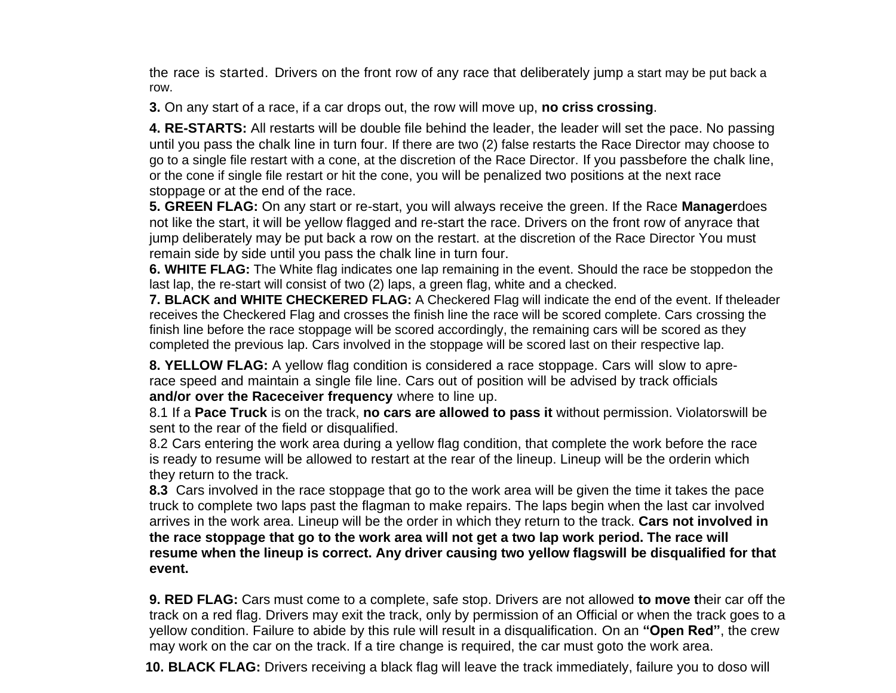the race is started. Drivers on the front row of any race that deliberately jump a start may be put back a row.

**3.** On any start of a race, if a car drops out, the row will move up, **no criss crossing**.

**4. RE-STARTS:** All restarts will be double file behind the leader, the leader will set the pace. No passing until you pass the chalk line in turn four. If there are two (2) false restarts the Race Director may choose to go to a single file restart with a cone, at the discretion of the Race Director. If you passbefore the chalk line, or the cone if single file restart or hit the cone, you will be penalized two positions at the next race stoppage or at the end of the race.

**5. GREEN FLAG:** On any start or re-start, you will always receive the green. If the Race **Manager**does not like the start, it will be yellow flagged and re-start the race. Drivers on the front row of anyrace that jump deliberately may be put back a row on the restart. at the discretion of the Race Director You must remain side by side until you pass the chalk line in turn four.

**6. WHITE FLAG:** The White flag indicates one lap remaining in the event. Should the race be stoppedon the last lap, the re-start will consist of two (2) laps, a green flag, white and a checked.

**7. BLACK and WHITE CHECKERED FLAG:** A Checkered Flag will indicate the end of the event. If theleader receives the Checkered Flag and crosses the finish line the race will be scored complete. Cars crossing the finish line before the race stoppage will be scored accordingly, the remaining cars will be scored as they completed the previous lap. Cars involved in the stoppage will be scored last on their respective lap.

**8. YELLOW FLAG:** A yellow flag condition is considered a race stoppage. Cars will slow to apre-race speed and maintain a single file line. Cars out of position will be advised by track officials **and/or over the Raceceiver frequency** where to line up.

8.1 If a **Pace Truck** is on the track, **no cars are allowed to pass it** without permission. Violatorswill be sent to the rear of the field or disqualified.

8.2 Cars entering the work area during a yellow flag condition, that complete the work before the race is ready to resume will be allowed to restart at the rear of the lineup. Lineup will be the orderin which they return to the track.

**8.3** Cars involved in the race stoppage that go to the work area will be given the time it takes the pace truck to complete two laps past the flagman to make repairs. The laps begin when the last car involved arrives in the work area. Lineup will be the order in which they return to the track. **Cars not involved in the race stoppage that go to the work area will not get a two lap work period. The race will resume when the lineup is correct. Any driver causing two yellow flagswill be disqualified for that event.**

**9. RED FLAG:** Cars must come to a complete, safe stop. Drivers are not allowed **to move t**heir car off the track on a red flag. Drivers may exit the track, only by permission of an Official or when the track goes to a yellow condition. Failure to abide by this rule will result in a disqualification. On an **"Open Red"**, the crew may work on the car on the track. If a tire change is required, the car must goto the work area.

**10. BLACK FLAG:** Drivers receiving a black flag will leave the track immediately, failure you to doso will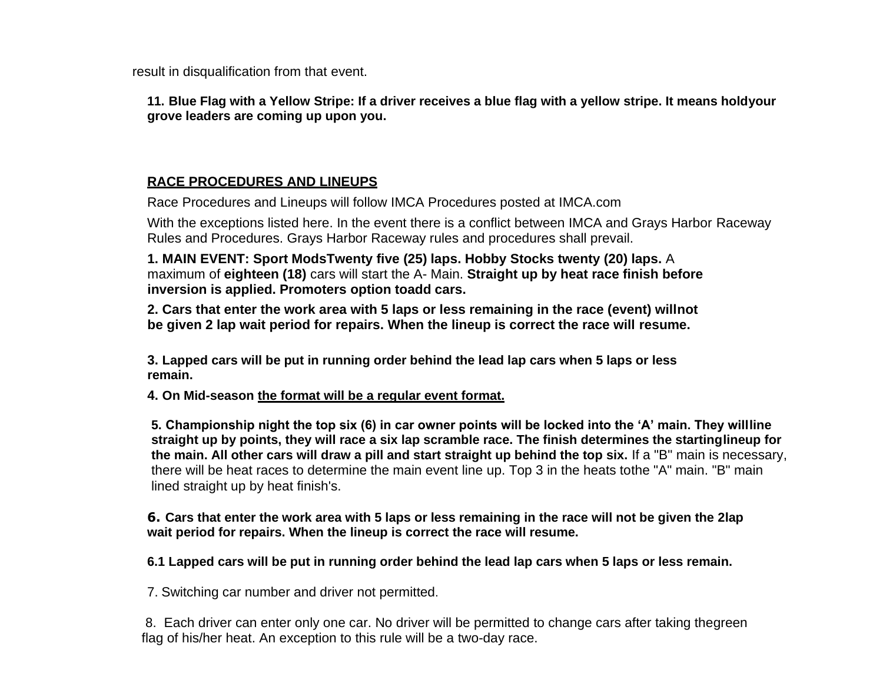result in disqualification from that event.

**11. Blue Flag with a Yellow Stripe: If a driver receives a blue flag with a yellow stripe. It means holdyour grove leaders are coming up upon you.**

## RACE PROCEDURES AND LINEUPS

Race Procedures and Lineups will follow IMCA Procedures posted at IMCA.com

With the exceptions listed here. In the event there is a conflict between IMCA and Grays Harbor Raceway Rules and Procedures. Grays Harbor Raceway rules and procedures shall prevail.

**1. MAIN EVENT: Sport ModsTwenty five (25) laps. Hobby Stocks twenty (20) laps.** A maximum of **eighteen (18)** cars will start the A- Main. **Straight up by heat race finish before inversion is applied. Promoters option toadd cars.**

**2. Cars that enter the work area with 5 laps or less remaining in the race (event) willnot be given 2 lap wait period for repairs. When the lineup is correct the race will resume.**

**3. Lapped cars will be put in running order behind the lead lap cars when 5 laps or less remain.**

**4. On Mid-season the format will be a regular event format.**

**5. Championship night the top six (6) in car owner points will be locked into the 'A' main. They willline straight up by points, they will race a six lap scramble race. The finish determines the startinglineup for the main. All other cars will draw a pill and start straight up behind the top six.** If a "B" main is necessary, there will be heat races to determine the main event line up. Top 3 in the heats tothe "A" main. "B" main lined straight up by heat finish's.

**6. Cars that enter the work area with 5 laps or less remaining in the race will not be given the 2lap wait period for repairs. When the lineup is correct the race will resume.**

**6.1 Lapped cars will be put in running order behind the lead lap cars when 5 laps or less remain.**

7. Switching car number and driver not permitted.

8. Each driver can enter only one car. No driver will be permitted to change cars after taking thegreen flag of his/her heat. An exception to this rule will be a two-day race.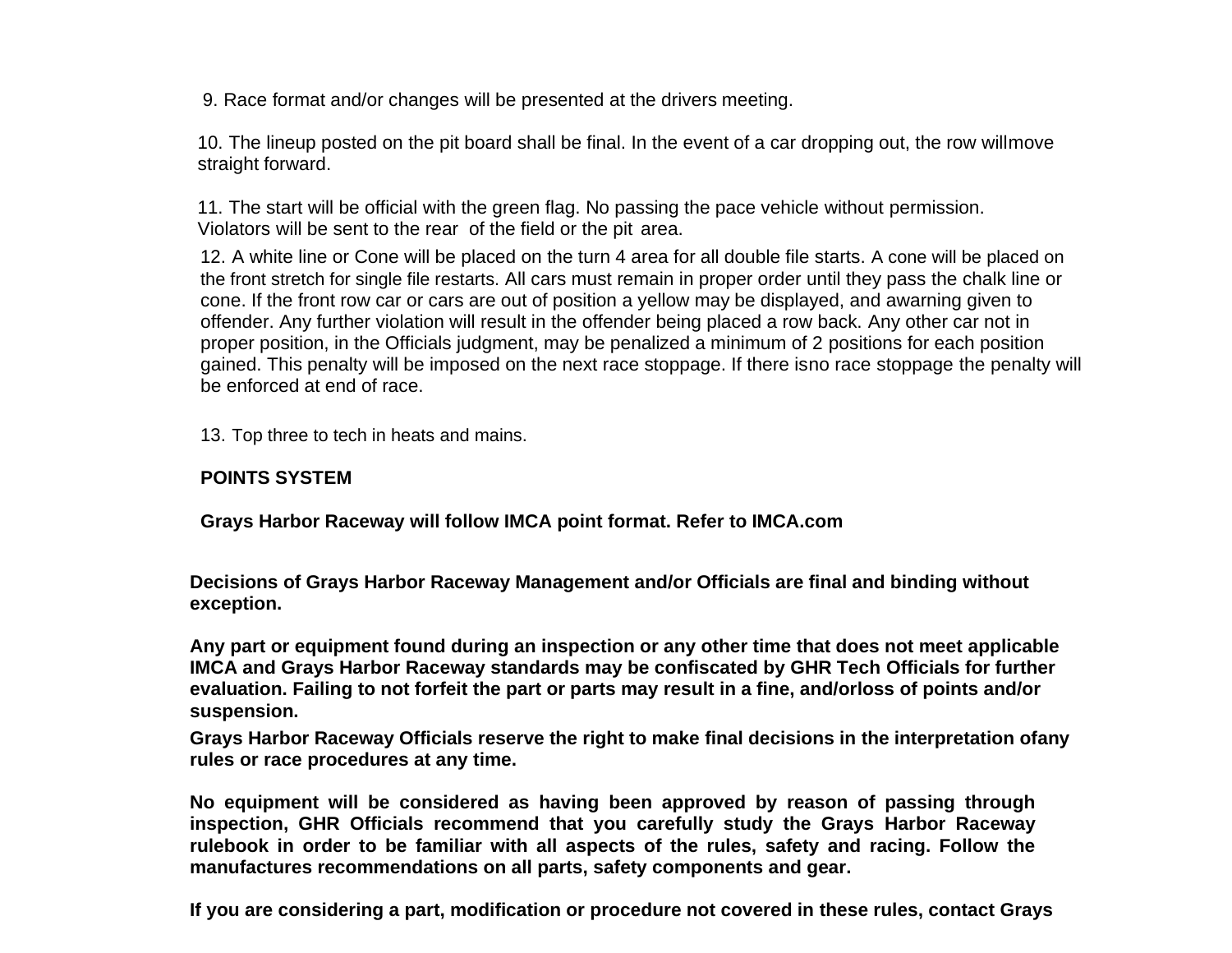9. Race format and/or changes will be presented at the drivers meeting.

10. The lineup posted on the pit board shall be final. In the event of a car dropping out, the row willmove straight forward.

11. The start will be official with the green flag. No passing the pace vehicle without permission. Violators will be sent to the rear of the field or the pit area.

12. A white line or Cone will be placed on the turn 4 area for all double file starts. A cone will be placed on the front stretch for single file restarts. All cars must remain in proper order until they pass the chalk line or cone. If the front row car or cars are out of position a yellow may be displayed, and awarning given to offender. Any further violation will result in the offender being placed a row back. Any other car not in proper position, in the Officials judgment, may be penalized a minimum of 2 positions for each position gained. This penalty will be imposed on the next race stoppage. If there isno race stoppage the penalty will be enforced at end of race.

13. Top three to tech in heats and mains.

**POINTS SYSTEM**

**Grays Harbor Raceway will follow IMCA point format. Refer to IMCA.com**

**Decisions of Grays Harbor Raceway Management and/or Officials are final and binding without exception.**

**Any part or equipment found during an inspection or any other time that does not meet applicable IMCA and Grays Harbor Raceway standards may be confiscated by GHR Tech Officials for further evaluation. Failing to not forfeit the part or parts may result in a fine, and/orloss of points and/or suspension.**

**Grays Harbor Raceway Officials reserve the right to make final decisions in the interpretation ofany rules or race procedures at any time.**

**No equipment will be considered as having been approved by reason of passing through inspection, GHR Officials recommend that you carefully study the Grays Harbor Raceway rulebook in order to be familiar with all aspects of the rules, safety and racing. Follow the manufactures recommendations on all parts, safety components and gear.**

**If you are considering a part, modification or procedure not covered in these rules, contact Grays**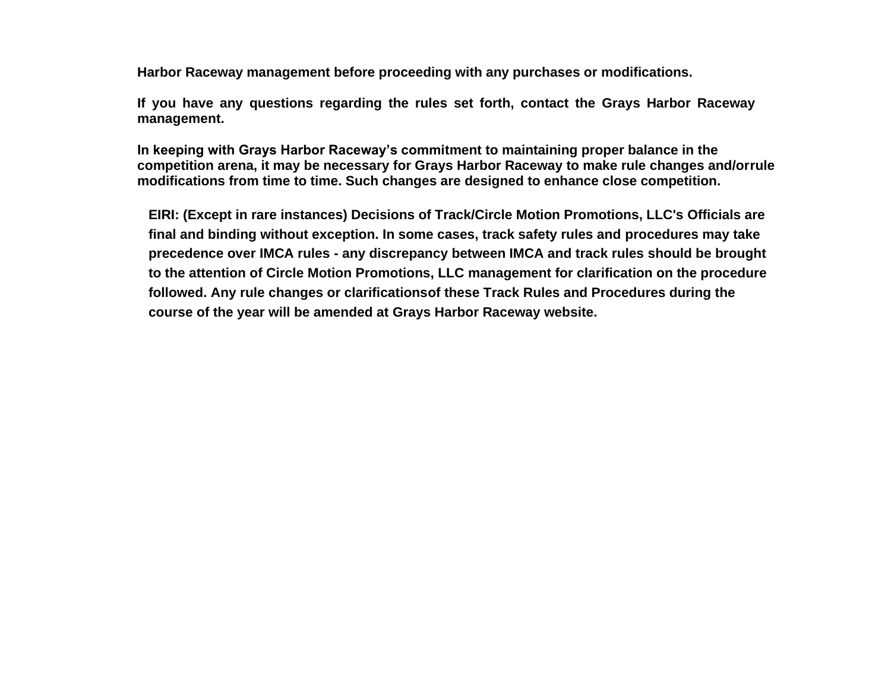**Harbor Raceway management before proceeding with any purchases or modifications.**

**If you have any questions regarding the rules set forth, contact the Grays Harbor Raceway management.**

**In keeping with Grays Harbor Raceway's commitment to maintaining proper balance in the competition arena, it may be necessary for Grays Harbor Raceway to make rule changes and/orrule modifications from time to time. Such changes are designed to enhance close competition.**

**EIRI: (Except in rare instances) Decisions of Track/Circle Motion Promotions, LLC's Officials are final and binding without exception. In some cases, track safety rules and procedures may take precedence over IMCA rules - any discrepancy between IMCA and track rules should be brought to the attention of Circle Motion Promotions, LLC management for clarification on the procedure followed. Any rule changes or clarificationsof these Track Rules and Procedures during the course of the year will be amended at Grays Harbor Raceway website.**